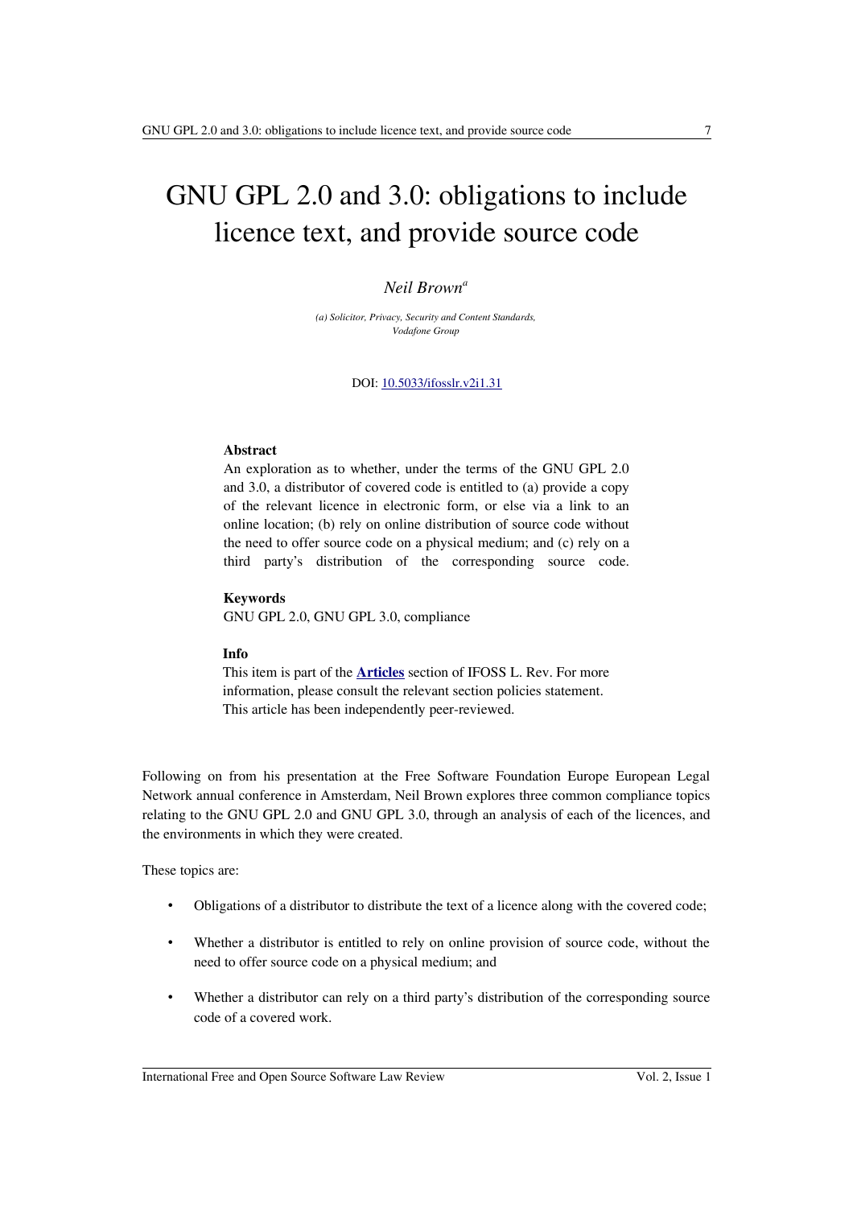# GNU GPL 2.0 and 3.0: obligations to include licence text, and provide source code

*Neil Brown*[a]

*(a) Solicitor, Privacy, Security and Content Standards, Vodafone Group*

DOI: [10.5033/ifosslr.v2i1.31](10.5033/ifosslr.v2i1.31)

**Abstract**

An exploration as to whether, under the terms of the GNU GPL 2.0 and 3.0, a distributor of covered code is entitled to (a) provide a copy of the relevant licence in electronic form, or else via a link to an online location; (b) rely on online distribution of source code without the need to offer source code on a physical medium; and (c) rely on a third party's distribution of the corresponding source code.

**Keywords**

GNU GPL 2.0, GNU GPL 3.0, compliance

**Info**

This item is part of the **[Articles](Articles)** section of IFOSS L. Rev. For more information, please consult the relevant section policies statement. This article has been independently peer-reviewed.

Following on from his presentation at the Free Software Foundation Europe European Legal Network annual conference in Amsterdam, Neil Brown explores three common compliance topics relating to the GNU GPL 2.0 and GNU GPL 3.0, through an analysis of each of the licences, and the environments in which they were created.

These topics are:

- Obligations of a distributor to distribute the text of a licence along with the covered code;
- Whether a distributor is entitled to rely on online provision of source code, without the need to offer source code on a physical medium; and
- Whether a distributor can rely on a third party's distribution of the corresponding source code of a covered work.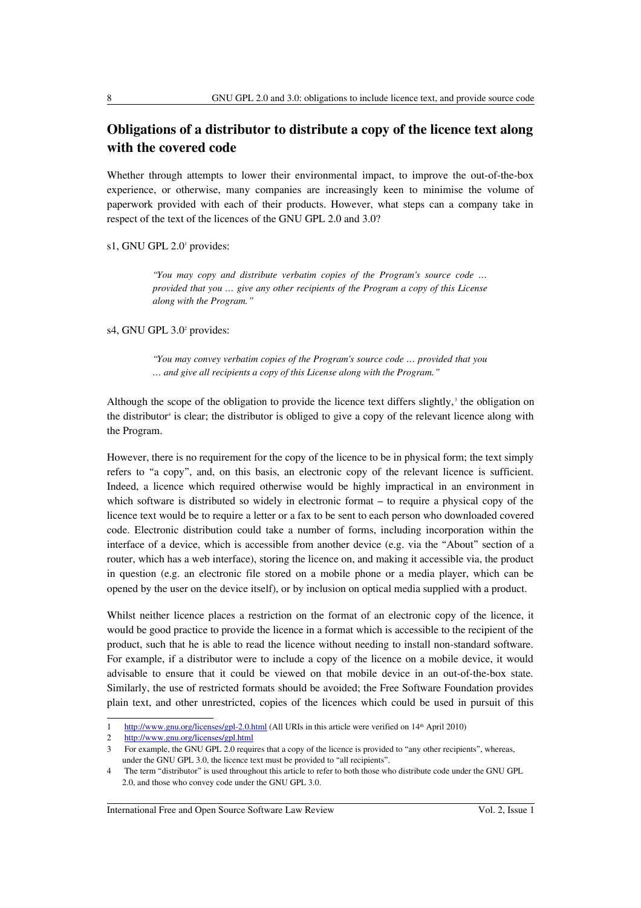## Obligations of a distributor to distribute a copy of the licence text along with the covered code

Whether through attempts to lower their environmental impact, to improve the out-of-the-box experience, or otherwise, many companies are increasingly keen to minimise the volume of paperwork provided with each of their products. However, what steps can a company take in respect of the text of the licences of the GNU GPL 2.0 and 3.0?

s1, GNU GPL 2.0[1] provides:

> *"You may copy and distribute verbatim copies of the Program's source code … provided that you … give any other recipients of the Program a copy of this License along with the Program."*

s4, GNU GPL 3.0[2] provides:

> *"You may convey verbatim copies of the Program's source code … provided that you … and give all recipients a copy of this License along with the Program."*

Although the scope of the obligation to provide the licence text differs slightly,[3] the obligation on the distributor[4] is clear; the distributor is obliged to give a copy of the relevant licence along with the Program.

However, there is no requirement for the copy of the licence to be in physical form; the text simply refers to "a copy", and, on this basis, an electronic copy of the relevant licence is sufficient. Indeed, a licence which required otherwise would be highly impractical in an environment in which software is distributed so widely in electronic format – to require a physical copy of the licence text would be to require a letter or a fax to be sent to each person who downloaded covered code. Electronic distribution could take a number of forms, including incorporation within the interface of a device, which is accessible from another device (e.g. via the "About" section of a router, which has a web interface), storing the licence on, and making it accessible via, the product in question (e.g. an electronic file stored on a mobile phone or a media player, which can be opened by the user on the device itself), or by inclusion on optical media supplied with a product.

Whilst neither licence places a restriction on the format of an electronic copy of the licence, it would be good practice to provide the licence in a format which is accessible to the recipient of the product, such that he is able to read the licence without needing to install non-standard software. For example, if a distributor were to include a copy of the licence on a mobile device, it would advisable to ensure that it could be viewed on that mobile device in an out-of-the-box state. Similarly, the use of restricted formats should be avoided; the Free Software Foundation provides plain text, and other unrestricted, copies of the licences which could be used in pursuit of this

---

1. http://www.gnu.org/licenses/gpl-2.0.html (All URIs in this article were verified on 14th April 2010)
2. http://www.gnu.org/licenses/gpl.html
3. For example, the GNU GPL 2.0 requires that a copy of the licence is provided to "any other recipients", whereas, under the GNU GPL 3.0, the licence text must be provided to "all recipients".
4. The term "distributor" is used throughout this article to refer to both those who distribute code under the GNU GPL 2.0, and those who convey code under the GNU GPL 3.0.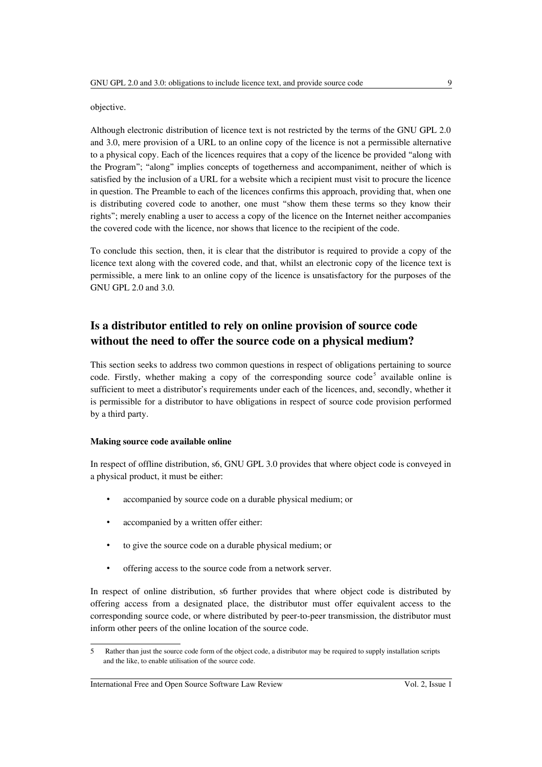objective.

Although electronic distribution of licence text is not restricted by the terms of the GNU GPL 2.0 and 3.0, mere provision of a URL to an online copy of the licence is not a permissible alternative to a physical copy. Each of the licences requires that a copy of the licence be provided "along with the Program"; "along" implies concepts of togetherness and accompaniment, neither of which is satisfied by the inclusion of a URL for a website which a recipient must visit to procure the licence in question. The Preamble to each of the licences confirms this approach, providing that, when one is distributing covered code to another, one must "show them these terms so they know their rights"; merely enabling a user to access a copy of the licence on the Internet neither accompanies the covered code with the licence, nor shows that licence to the recipient of the code.

To conclude this section, then, it is clear that the distributor is required to provide a copy of the licence text along with the covered code, and that, whilst an electronic copy of the licence text is permissible, a mere link to an online copy of the licence is unsatisfactory for the purposes of the GNU GPL 2.0 and 3.0.

## Is a distributor entitled to rely on online provision of source code without the need to offer the source code on a physical medium?

This section seeks to address two common questions in respect of obligations pertaining to source code. Firstly, whether making a copy of the corresponding source code[5] available online is sufficient to meet a distributor's requirements under each of the licences, and, secondly, whether it is permissible for a distributor to have obligations in respect of source code provision performed by a third party.

### Making source code available online

In respect of offline distribution, s6, GNU GPL 3.0 provides that where object code is conveyed in a physical product, it must be either:

- accompanied by source code on a durable physical medium; or
- accompanied by a written offer either:
- to give the source code on a durable physical medium; or
- offering access to the source code from a network server.

In respect of online distribution, s6 further provides that where object code is distributed by offering access from a designated place, the distributor must offer equivalent access to the corresponding source code, or where distributed by peer-to-peer transmission, the distributor must inform other peers of the online location of the source code.

---

5 Rather than just the source code form of the object code, a distributor may be required to supply installation scripts and the like, to enable utilisation of the source code.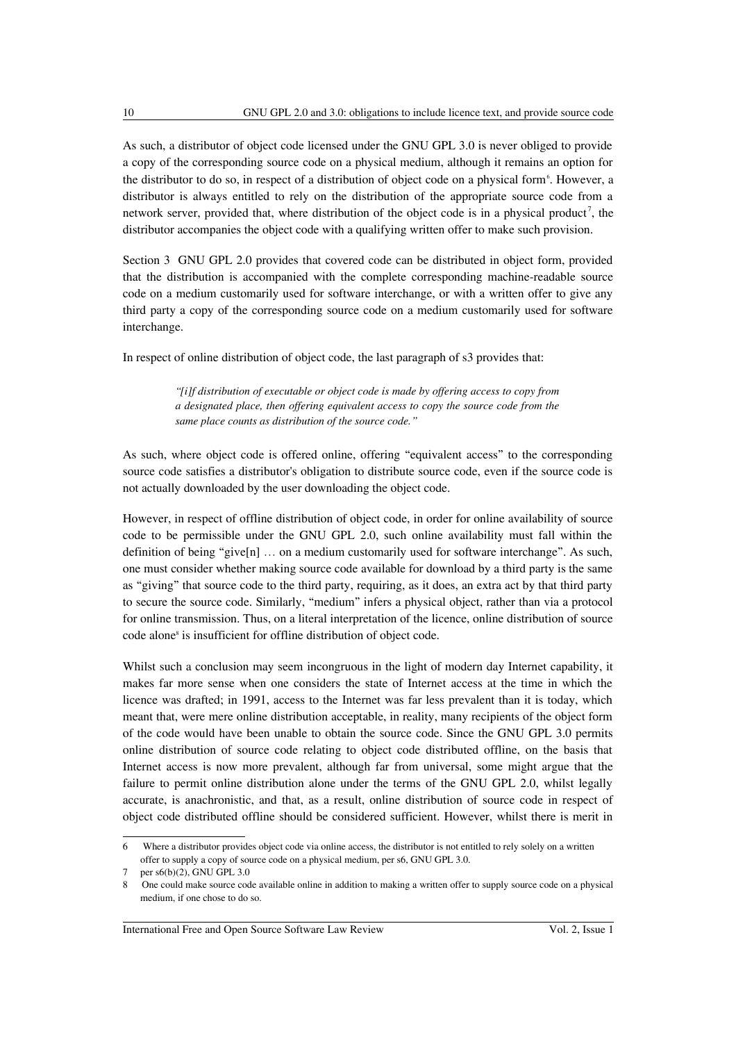As such, a distributor of object code licensed under the GNU GPL 3.0 is never obliged to provide a copy of the corresponding source code on a physical medium, although it remains an option for the distributor to do so, in respect of a distribution of object code on a physical form[6]. However, a distributor is always entitled to rely on the distribution of the appropriate source code from a network server, provided that, where distribution of the object code is in a physical product[7], the distributor accompanies the object code with a qualifying written offer to make such provision.

Section 3 GNU GPL 2.0 provides that covered code can be distributed in object form, provided that the distribution is accompanied with the complete corresponding machine-readable source code on a medium customarily used for software interchange, or with a written offer to give any third party a copy of the corresponding source code on a medium customarily used for software interchange.

In respect of online distribution of object code, the last paragraph of s3 provides that:

> *"[i]f distribution of executable or object code is made by offering access to copy from a designated place, then offering equivalent access to copy the source code from the same place counts as distribution of the source code."*

As such, where object code is offered online, offering "equivalent access" to the corresponding source code satisfies a distributor's obligation to distribute source code, even if the source code is not actually downloaded by the user downloading the object code.

However, in respect of offline distribution of object code, in order for online availability of source code to be permissible under the GNU GPL 2.0, such online availability must fall within the definition of being "give[n] … on a medium customarily used for software interchange". As such, one must consider whether making source code available for download by a third party is the same as "giving" that source code to the third party, requiring, as it does, an extra act by that third party to secure the source code. Similarly, "medium" infers a physical object, rather than via a protocol for online transmission. Thus, on a literal interpretation of the licence, online distribution of source code alone[8] is insufficient for offline distribution of object code.

Whilst such a conclusion may seem incongruous in the light of modern day Internet capability, it makes far more sense when one considers the state of Internet access at the time in which the licence was drafted; in 1991, access to the Internet was far less prevalent than it is today, which meant that, were mere online distribution acceptable, in reality, many recipients of the object form of the code would have been unable to obtain the source code. Since the GNU GPL 3.0 permits online distribution of source code relating to object code distributed offline, on the basis that Internet access is now more prevalent, although far from universal, some might argue that the failure to permit online distribution alone under the terms of the GNU GPL 2.0, whilst legally accurate, is anachronistic, and that, as a result, online distribution of source code in respect of object code distributed offline should be considered sufficient. However, whilst there is merit in

---

6 Where a distributor provides object code via online access, the distributor is not entitled to rely solely on a written offer to supply a copy of source code on a physical medium, per s6, GNU GPL 3.0.

7 per s6(b)(2), GNU GPL 3.0

8 One could make source code available online in addition to making a written offer to supply source code on a physical medium, if one chose to do so.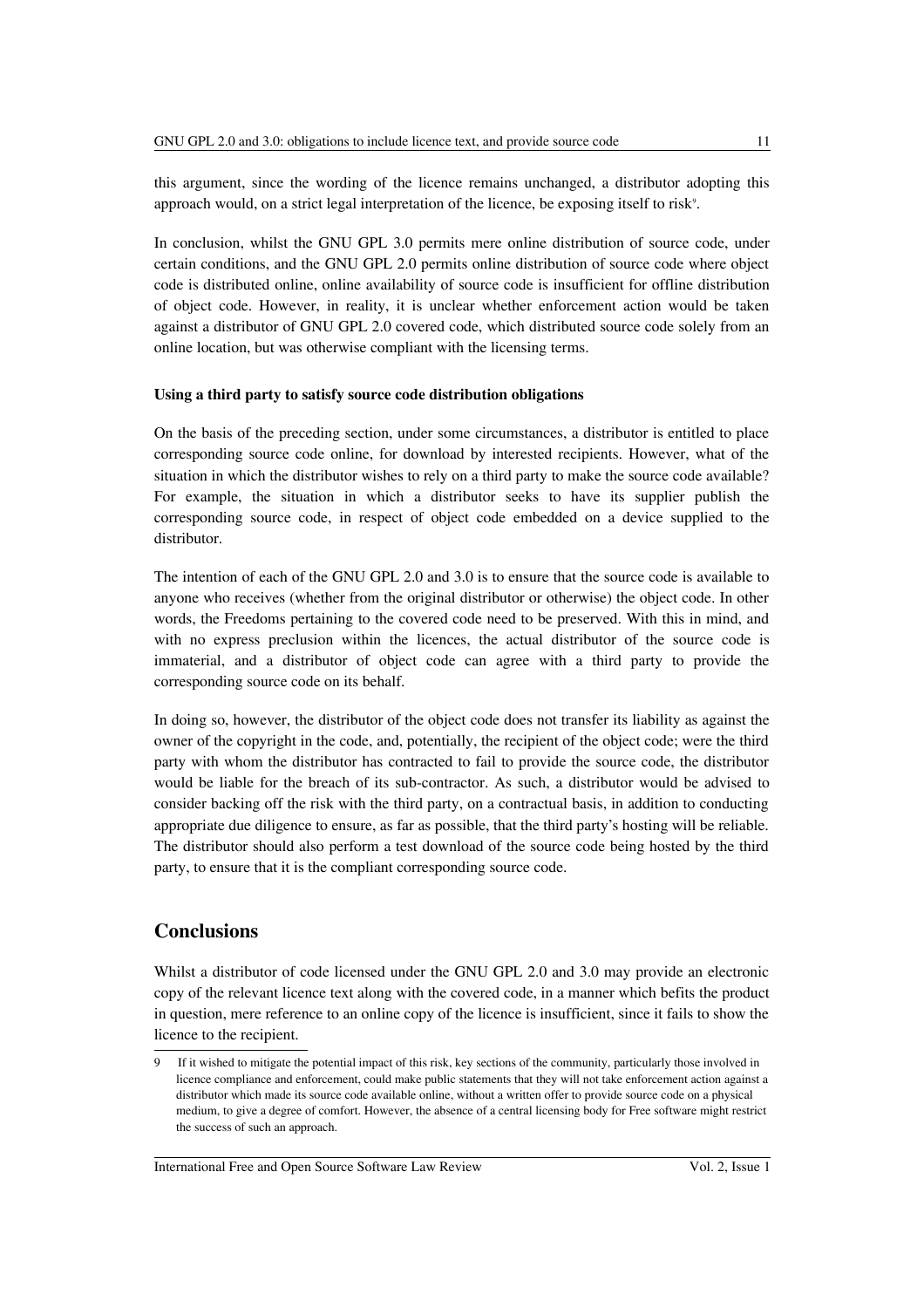this argument, since the wording of the licence remains unchanged, a distributor adopting this approach would, on a strict legal interpretation of the licence, be exposing itself to risk[9].

In conclusion, whilst the GNU GPL 3.0 permits mere online distribution of source code, under certain conditions, and the GNU GPL 2.0 permits online distribution of source code where object code is distributed online, online availability of source code is insufficient for offline distribution of object code. However, in reality, it is unclear whether enforcement action would be taken against a distributor of GNU GPL 2.0 covered code, which distributed source code solely from an online location, but was otherwise compliant with the licensing terms.

**Using a third party to satisfy source code distribution obligations**

On the basis of the preceding section, under some circumstances, a distributor is entitled to place corresponding source code online, for download by interested recipients. However, what of the situation in which the distributor wishes to rely on a third party to make the source code available? For example, the situation in which a distributor seeks to have its supplier publish the corresponding source code, in respect of object code embedded on a device supplied to the distributor.

The intention of each of the GNU GPL 2.0 and 3.0 is to ensure that the source code is available to anyone who receives (whether from the original distributor or otherwise) the object code. In other words, the Freedoms pertaining to the covered code need to be preserved. With this in mind, and with no express preclusion within the licences, the actual distributor of the source code is immaterial, and a distributor of object code can agree with a third party to provide the corresponding source code on its behalf.

In doing so, however, the distributor of the object code does not transfer its liability as against the owner of the copyright in the code, and, potentially, the recipient of the object code; were the third party with whom the distributor has contracted to fail to provide the source code, the distributor would be liable for the breach of its sub-contractor. As such, a distributor would be advised to consider backing off the risk with the third party, on a contractual basis, in addition to conducting appropriate due diligence to ensure, as far as possible, that the third party's hosting will be reliable. The distributor should also perform a test download of the source code being hosted by the third party, to ensure that it is the compliant corresponding source code.

## Conclusions

Whilst a distributor of code licensed under the GNU GPL 2.0 and 3.0 may provide an electronic copy of the relevant licence text along with the covered code, in a manner which befits the product in question, mere reference to an online copy of the licence is insufficient, since it fails to show the licence to the recipient.

---

9 If it wished to mitigate the potential impact of this risk, key sections of the community, particularly those involved in licence compliance and enforcement, could make public statements that they will not take enforcement action against a distributor which made its source code available online, without a written offer to provide source code on a physical medium, to give a degree of comfort. However, the absence of a central licensing body for Free software might restrict the success of such an approach.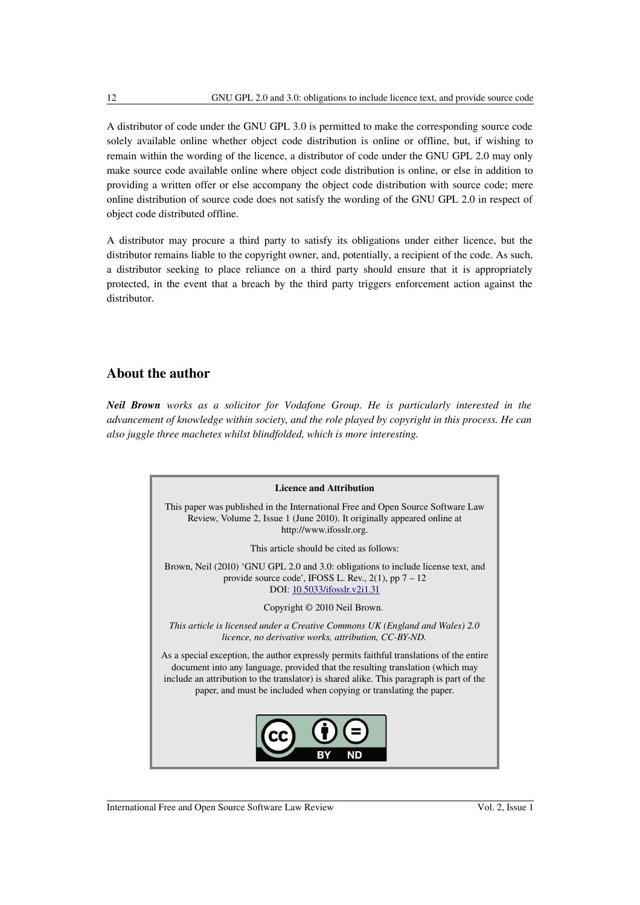A distributor of code under the GNU GPL 3.0 is permitted to make the corresponding source code solely available online whether object code distribution is online or offline, but, if wishing to remain within the wording of the licence, a distributor of code under the GNU GPL 2.0 may only make source code available online where object code distribution is online, or else in addition to providing a written offer or else accompany the object code distribution with source code; mere online distribution of source code does not satisfy the wording of the GNU GPL 2.0 in respect of object code distributed offline.

A distributor may procure a third party to satisfy its obligations under either licence, but the distributor remains liable to the copyright owner, and, potentially, a recipient of the code. As such, a distributor seeking to place reliance on a third party should ensure that it is appropriately protected, in the event that a breach by the third party triggers enforcement action against the distributor.

## About the author

***Neil Brown** works as a solicitor for Vodafone Group. He is particularly interested in the advancement of knowledge within society, and the role played by copyright in this process. He can also juggle three machetes whilst blindfolded, which is more interesting.*

**Licence and Attribution**

This paper was published in the International Free and Open Source Software Law Review, Volume 2, Issue 1 (June 2010). It originally appeared online at http://www.ifosslr.org.

This article should be cited as follows:

Brown, Neil (2010) 'GNU GPL 2.0 and 3.0: obligations to include license text, and provide source code', IFOSS L. Rev., 2(1), pp 7 – 12
DOI: 10.5033/ifosslr.v2i1.31

Copyright © 2010 Neil Brown.

*This article is licensed under a Creative Commons UK (England and Wales) 2.0 licence, no derivative works, attribution, CC-BY-ND.*

As a special exception, the author expressly permits faithful translations of the entire document into any language, provided that the resulting translation (which may include an attribution to the translator) is shared alike. This paragraph is part of the paper, and must be included when copying or translating the paper.